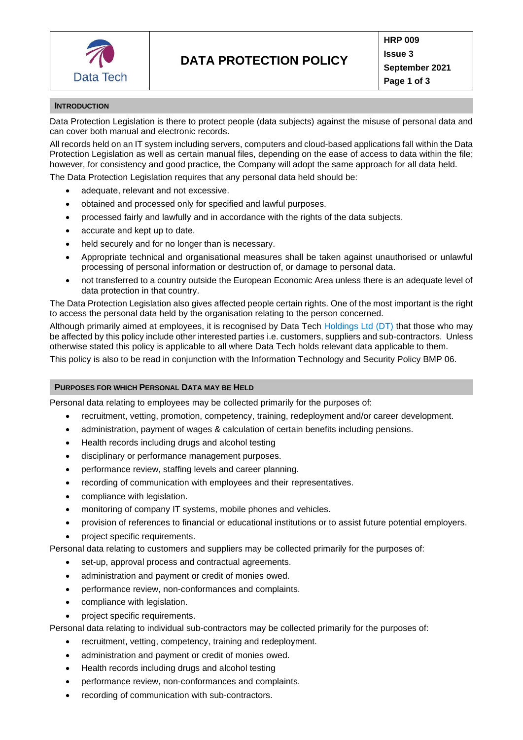# DATA PROTECTION POLICY

## INTRODUCTION

Data Protection Legislation is there to protect people (data subjects) against the misuse of personal data and can cover both manual and electronic records.

All records held on an IT system including servers, computers and cloud-based applications fall within the Data Protection Legislation as well as certain manual files, depending on the ease of access to data within the file; however, for consistency and good practice, the Company will adopt the same approach for all data held.

The Data Protection Legislation requires that any personal data held should be:

- adequate, relevant and not excessive.
- obtained and processed only for specified and lawful purposes.
- processed fairly and lawfully and in accordance with the rights of the data subjects.
- accurate and kept up to date.
- held securely and for no longer than is necessary.
- Appropriate technical and organisational measures shall be taken against unauthorised or unlawful processing of personal information or destruction of, or damage to personal data.
- not transferred to a country outside the European Economic Area unless there is an adequate level of data protection in that country.

The Data Protection Legislation also gives affected people certain rights. One of the most important is the right to access the personal data held by the organisation relating to the person concerned.

Although primarily aimed at employees, it is recognised by Data Tech Holdings Ltd (DT) that those who may be affected by this policy include other interested parties i.e. customers, suppliers and sub-contractors. Unless otherwise stated this policy is applicable to all where Data Tech holds relevant data applicable to them.

This policy is also to be read in conjunction with the Information Technology and Security Policy BMP 06.

## PURPOSES FOR WHICH PERSONAL DATA MAY BE HELD

Personal data relating to employees may be collected primarily for the purposes of:

- recruitment, vetting, promotion, competency, training, redeployment and/or career development.
- administration, payment of wages & calculation of certain benefits including pensions.
- Health records including drugs and alcohol testing
- disciplinary or performance management purposes.
- performance review, staffing levels and career planning.
- recording of communication with employees and their representatives.
- compliance with legislation.
- monitoring of company IT systems, mobile phones and vehicles.
- provision of references to financial or educational institutions or to assist future potential employers.
- project specific requirements.

Personal data relating to customers and suppliers may be collected primarily for the purposes of:

- set-up, approval process and contractual agreements.
- administration and payment or credit of monies owed.
- performance review, non-conformances and complaints.
- compliance with legislation.
- project specific requirements.

Personal data relating to individual sub-contractors may be collected primarily for the purposes of:

- recruitment, vetting, competency, training and redeployment.
- administration and payment or credit of monies owed.
- Health records including drugs and alcohol testing
- performance review, non-conformances and complaints.
- recording of communication with sub-contractors.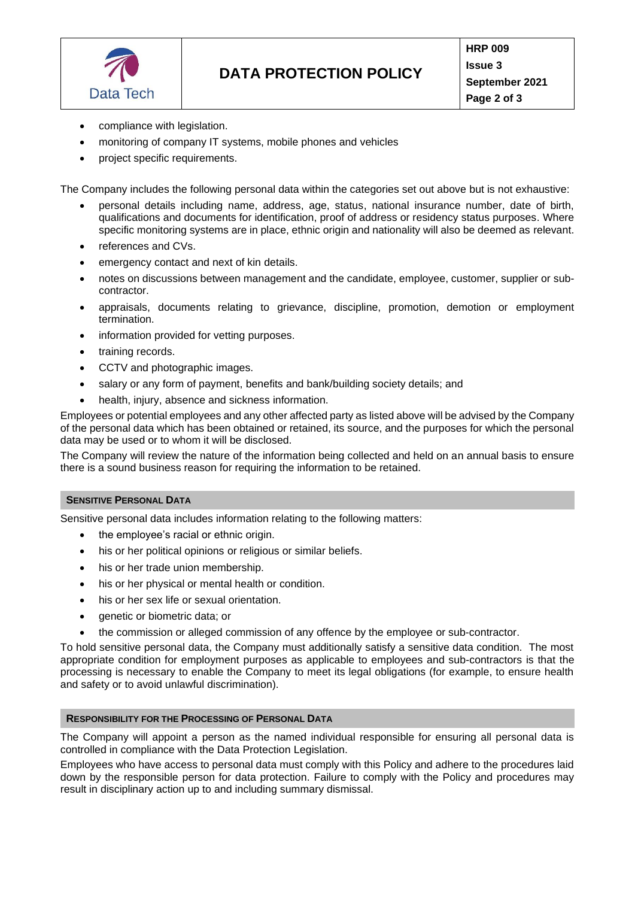- compliance with legislation.
- monitoring of company IT systems, mobile phones and vehicles
- project specific requirements.

The Company includes the following personal data within the categories set out above but is not exhaustive:

- personal details including name, address, age, status, national insurance number, date of birth, qualifications and documents for identification, proof of address or residency status purposes. Where specific monitoring systems are in place, ethnic origin and nationality will also be deemed as relevant.
- references and CVs.
- emergency contact and next of kin details.
- notes on discussions between management and the candidate, employee, customer, supplier or sub-contractor.
- appraisals, documents relating to grievance, discipline, promotion, demotion or employment termination.
- information provided for vetting purposes.
- training records.
- CCTV and photographic images.
- salary or any form of payment, benefits and bank/building society details; and
- health, injury, absence and sickness information.

Employees or potential employees and any other affected party as listed above will be advised by the Company of the personal data which has been obtained or retained, its source, and the purposes for which the personal data may be used or to whom it will be disclosed.

The Company will review the nature of the information being collected and held on an annual basis to ensure there is a sound business reason for requiring the information to be retained.

## SENSITIVE PERSONAL DATA

Sensitive personal data includes information relating to the following matters:

- the employee's racial or ethnic origin.
- his or her political opinions or religious or similar beliefs.
- his or her trade union membership.
- his or her physical or mental health or condition.
- his or her sex life or sexual orientation.
- genetic or biometric data; or
- the commission or alleged commission of any offence by the employee or sub-contractor.

To hold sensitive personal data, the Company must additionally satisfy a sensitive data condition. The most appropriate condition for employment purposes as applicable to employees and sub-contractors is that the processing is necessary to enable the Company to meet its legal obligations (for example, to ensure health and safety or to avoid unlawful discrimination).

## RESPONSIBILITY FOR THE PROCESSING OF PERSONAL DATA

The Company will appoint a person as the named individual responsible for ensuring all personal data is controlled in compliance with the Data Protection Legislation.

Employees who have access to personal data must comply with this Policy and adhere to the procedures laid down by the responsible person for data protection. Failure to comply with the Policy and procedures may result in disciplinary action up to and including summary dismissal.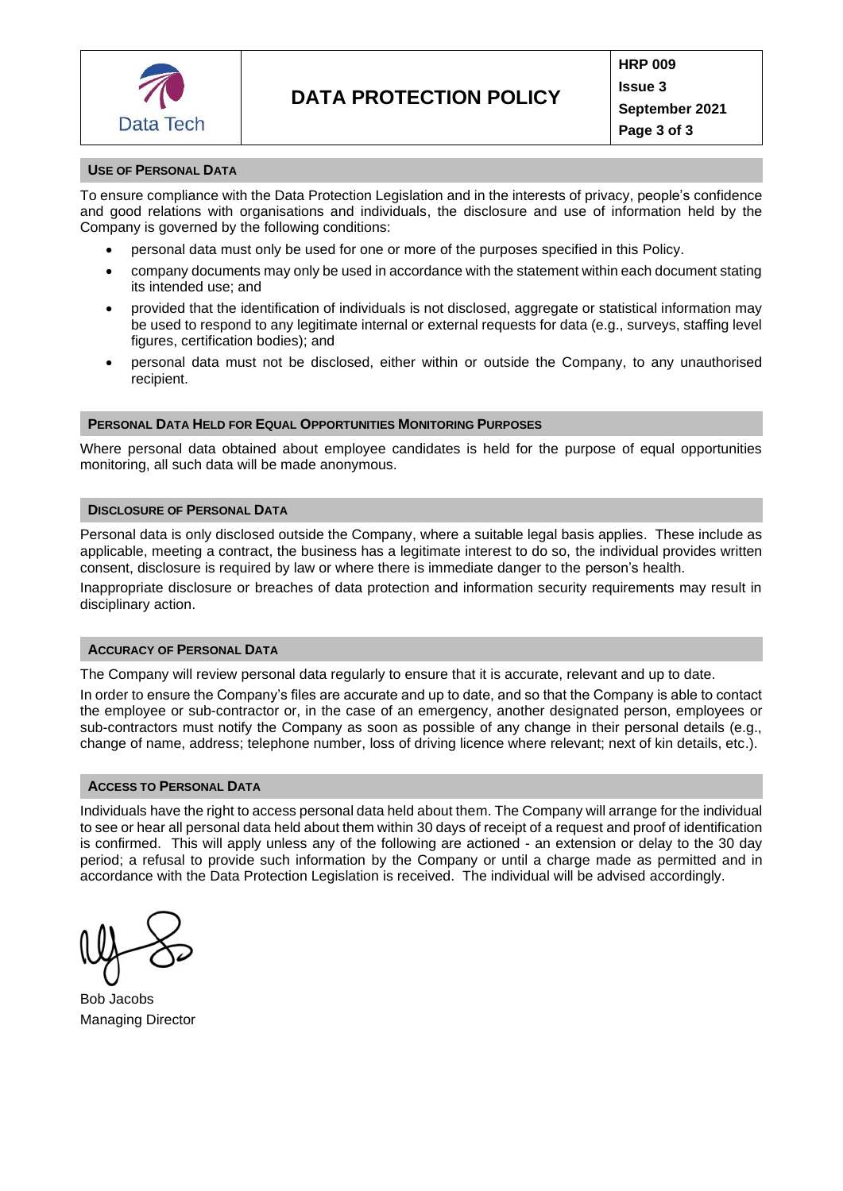## USE OF PERSONAL DATA

To ensure compliance with the Data Protection Legislation and in the interests of privacy, people's confidence and good relations with organisations and individuals, the disclosure and use of information held by the Company is governed by the following conditions:

- personal data must only be used for one or more of the purposes specified in this Policy.
- company documents may only be used in accordance with the statement within each document stating its intended use; and
- provided that the identification of individuals is not disclosed, aggregate or statistical information may be used to respond to any legitimate internal or external requests for data (e.g., surveys, staffing level figures, certification bodies); and
- personal data must not be disclosed, either within or outside the Company, to any unauthorised recipient.

## PERSONAL DATA HELD FOR EQUAL OPPORTUNITIES MONITORING PURPOSES

Where personal data obtained about employee candidates is held for the purpose of equal opportunities monitoring, all such data will be made anonymous.

## DISCLOSURE OF PERSONAL DATA

Personal data is only disclosed outside the Company, where a suitable legal basis applies. These include as applicable, meeting a contract, the business has a legitimate interest to do so, the individual provides written consent, disclosure is required by law or where there is immediate danger to the person's health.

Inappropriate disclosure or breaches of data protection and information security requirements may result in disciplinary action.

## ACCURACY OF PERSONAL DATA

The Company will review personal data regularly to ensure that it is accurate, relevant and up to date.

In order to ensure the Company's files are accurate and up to date, and so that the Company is able to contact the employee or sub-contractor or, in the case of an emergency, another designated person, employees or sub-contractors must notify the Company as soon as possible of any change in their personal details (e.g., change of name, address; telephone number, loss of driving licence where relevant; next of kin details, etc.).

## ACCESS TO PERSONAL DATA

Individuals have the right to access personal data held about them. The Company will arrange for the individual to see or hear all personal data held about them within 30 days of receipt of a request and proof of identification is confirmed. This will apply unless any of the following are actioned - an extension or delay to the 30 day period; a refusal to provide such information by the Company or until a charge made as permitted and in accordance with the Data Protection Legislation is received. The individual will be advised accordingly.

Bob Jacobs
Managing Director